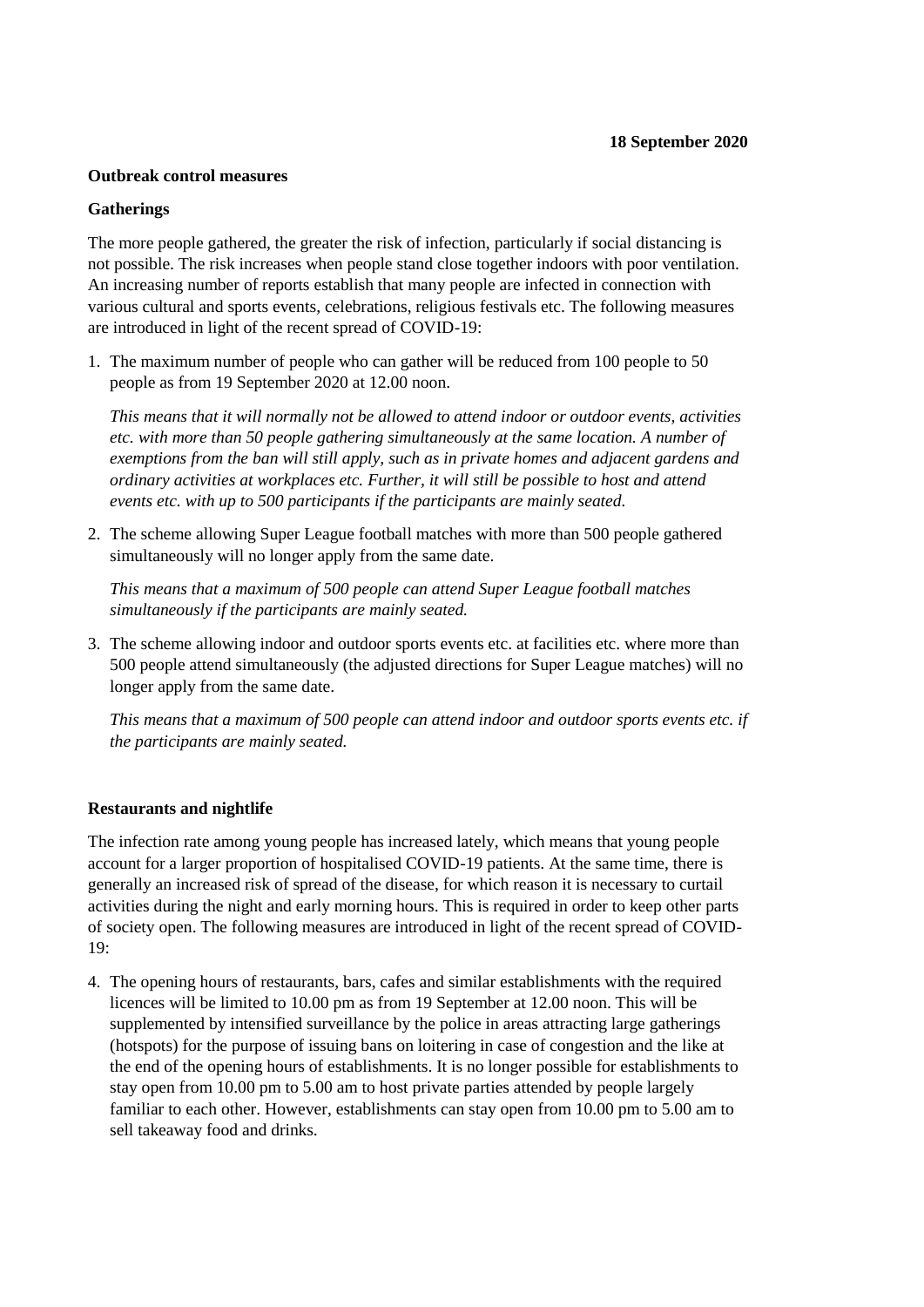**18 September 2020**

**Outbreak control measures**

**Gatherings**

The more people gathered, the greater the risk of infection, particularly if social distancing is not possible. The risk increases when people stand close together indoors with poor ventilation. An increasing number of reports establish that many people are infected in connection with various cultural and sports events, celebrations, religious festivals etc. The following measures are introduced in light of the recent spread of COVID-19:

1. The maximum number of people who can gather will be reduced from 100 people to 50 people as from 19 September 2020 at 12.00 noon.

   *This means that it will normally not be allowed to attend indoor or outdoor events, activities etc. with more than 50 people gathering simultaneously at the same location. A number of exemptions from the ban will still apply, such as in private homes and adjacent gardens and ordinary activities at workplaces etc. Further, it will still be possible to host and attend events etc. with up to 500 participants if the participants are mainly seated.*

2. The scheme allowing Super League football matches with more than 500 people gathered simultaneously will no longer apply from the same date.

   *This means that a maximum of 500 people can attend Super League football matches simultaneously if the participants are mainly seated.*

3. The scheme allowing indoor and outdoor sports events etc. at facilities etc. where more than 500 people attend simultaneously (the adjusted directions for Super League matches) will no longer apply from the same date.

   *This means that a maximum of 500 people can attend indoor and outdoor sports events etc. if the participants are mainly seated.*

**Restaurants and nightlife**

The infection rate among young people has increased lately, which means that young people account for a larger proportion of hospitalised COVID-19 patients. At the same time, there is generally an increased risk of spread of the disease, for which reason it is necessary to curtail activities during the night and early morning hours. This is required in order to keep other parts of society open. The following measures are introduced in light of the recent spread of COVID-19:

4. The opening hours of restaurants, bars, cafes and similar establishments with the required licences will be limited to 10.00 pm as from 19 September at 12.00 noon. This will be supplemented by intensified surveillance by the police in areas attracting large gatherings (hotspots) for the purpose of issuing bans on loitering in case of congestion and the like at the end of the opening hours of establishments. It is no longer possible for establishments to stay open from 10.00 pm to 5.00 am to host private parties attended by people largely familiar to each other. However, establishments can stay open from 10.00 pm to 5.00 am to sell takeaway food and drinks.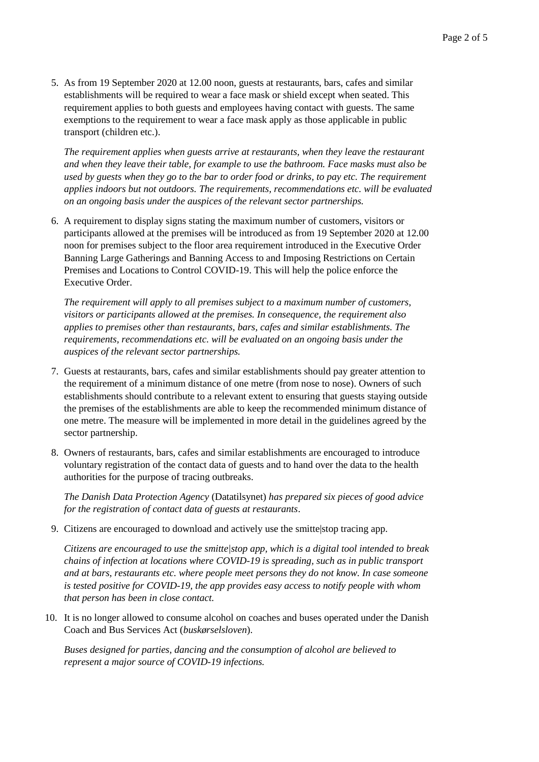5. As from 19 September 2020 at 12.00 noon, guests at restaurants, bars, cafes and similar establishments will be required to wear a face mask or shield except when seated. This requirement applies to both guests and employees having contact with guests. The same exemptions to the requirement to wear a face mask apply as those applicable in public transport (children etc.).

   *The requirement applies when guests arrive at restaurants, when they leave the restaurant and when they leave their table, for example to use the bathroom. Face masks must also be used by guests when they go to the bar to order food or drinks, to pay etc. The requirement applies indoors but not outdoors. The requirements, recommendations etc. will be evaluated on an ongoing basis under the auspices of the relevant sector partnerships.*

6. A requirement to display signs stating the maximum number of customers, visitors or participants allowed at the premises will be introduced as from 19 September 2020 at 12.00 noon for premises subject to the floor area requirement introduced in the Executive Order Banning Large Gatherings and Banning Access to and Imposing Restrictions on Certain Premises and Locations to Control COVID-19. This will help the police enforce the Executive Order.

   *The requirement will apply to all premises subject to a maximum number of customers, visitors or participants allowed at the premises. In consequence, the requirement also applies to premises other than restaurants, bars, cafes and similar establishments. The requirements, recommendations etc. will be evaluated on an ongoing basis under the auspices of the relevant sector partnerships.*

7. Guests at restaurants, bars, cafes and similar establishments should pay greater attention to the requirement of a minimum distance of one metre (from nose to nose). Owners of such establishments should contribute to a relevant extent to ensuring that guests staying outside the premises of the establishments are able to keep the recommended minimum distance of one metre. The measure will be implemented in more detail in the guidelines agreed by the sector partnership.

8. Owners of restaurants, bars, cafes and similar establishments are encouraged to introduce voluntary registration of the contact data of guests and to hand over the data to the health authorities for the purpose of tracing outbreaks.

   *The Danish Data Protection Agency* (Datatilsynet) *has prepared six pieces of good advice for the registration of contact data of guests at restaurants*.

9. Citizens are encouraged to download and actively use the smitte|stop tracing app.

   *Citizens are encouraged to use the smitte|stop app, which is a digital tool intended to break chains of infection at locations where COVID-19 is spreading, such as in public transport and at bars, restaurants etc. where people meet persons they do not know. In case someone is tested positive for COVID-19, the app provides easy access to notify people with whom that person has been in close contact.*

10. It is no longer allowed to consume alcohol on coaches and buses operated under the Danish Coach and Bus Services Act (*buskørselsloven*).

    *Buses designed for parties, dancing and the consumption of alcohol are believed to represent a major source of COVID-19 infections.*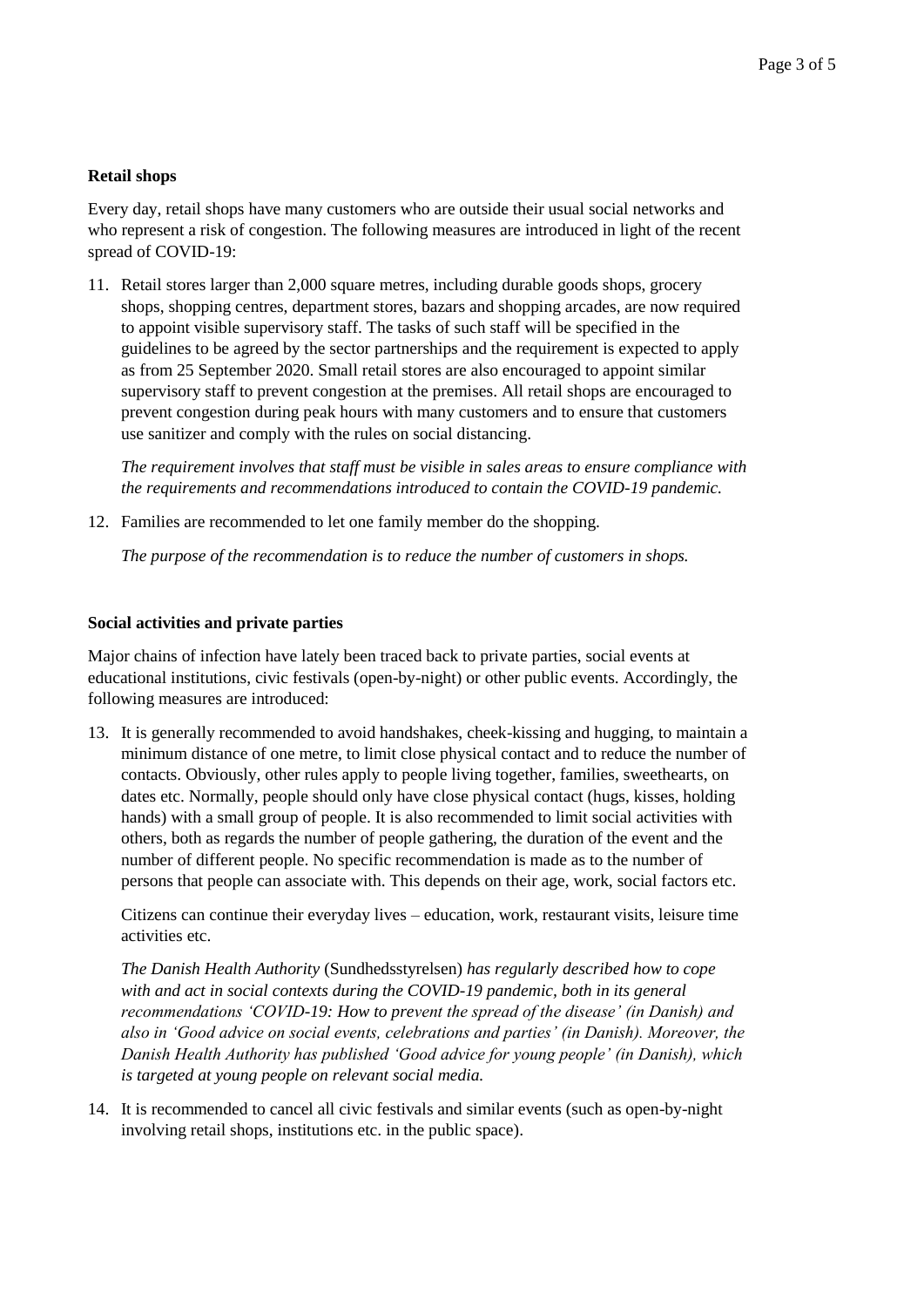**Retail shops**

Every day, retail shops have many customers who are outside their usual social networks and who represent a risk of congestion. The following measures are introduced in light of the recent spread of COVID-19:

11. Retail stores larger than 2,000 square metres, including durable goods shops, grocery shops, shopping centres, department stores, bazars and shopping arcades, are now required to appoint visible supervisory staff. The tasks of such staff will be specified in the guidelines to be agreed by the sector partnerships and the requirement is expected to apply as from 25 September 2020. Small retail stores are also encouraged to appoint similar supervisory staff to prevent congestion at the premises. All retail shops are encouraged to prevent congestion during peak hours with many customers and to ensure that customers use sanitizer and comply with the rules on social distancing.

    *The requirement involves that staff must be visible in sales areas to ensure compliance with the requirements and recommendations introduced to contain the COVID-19 pandemic.*

12. Families are recommended to let one family member do the shopping.

    *The purpose of the recommendation is to reduce the number of customers in shops.*

**Social activities and private parties**

Major chains of infection have lately been traced back to private parties, social events at educational institutions, civic festivals (open-by-night) or other public events. Accordingly, the following measures are introduced:

13. It is generally recommended to avoid handshakes, cheek-kissing and hugging, to maintain a minimum distance of one metre, to limit close physical contact and to reduce the number of contacts. Obviously, other rules apply to people living together, families, sweethearts, on dates etc. Normally, people should only have close physical contact (hugs, kisses, holding hands) with a small group of people. It is also recommended to limit social activities with others, both as regards the number of people gathering, the duration of the event and the number of different people. No specific recommendation is made as to the number of persons that people can associate with. This depends on their age, work, social factors etc.

    Citizens can continue their everyday lives – education, work, restaurant visits, leisure time activities etc.

    *The Danish Health Authority* (Sundhedsstyrelsen) *has regularly described how to cope with and act in social contexts during the COVID-19 pandemic, both in its general recommendations 'COVID-19: How to prevent the spread of the disease' (in Danish) and also in 'Good advice on social events, celebrations and parties' (in Danish). Moreover, the Danish Health Authority has published 'Good advice for young people' (in Danish), which is targeted at young people on relevant social media.*

14. It is recommended to cancel all civic festivals and similar events (such as open-by-night involving retail shops, institutions etc. in the public space).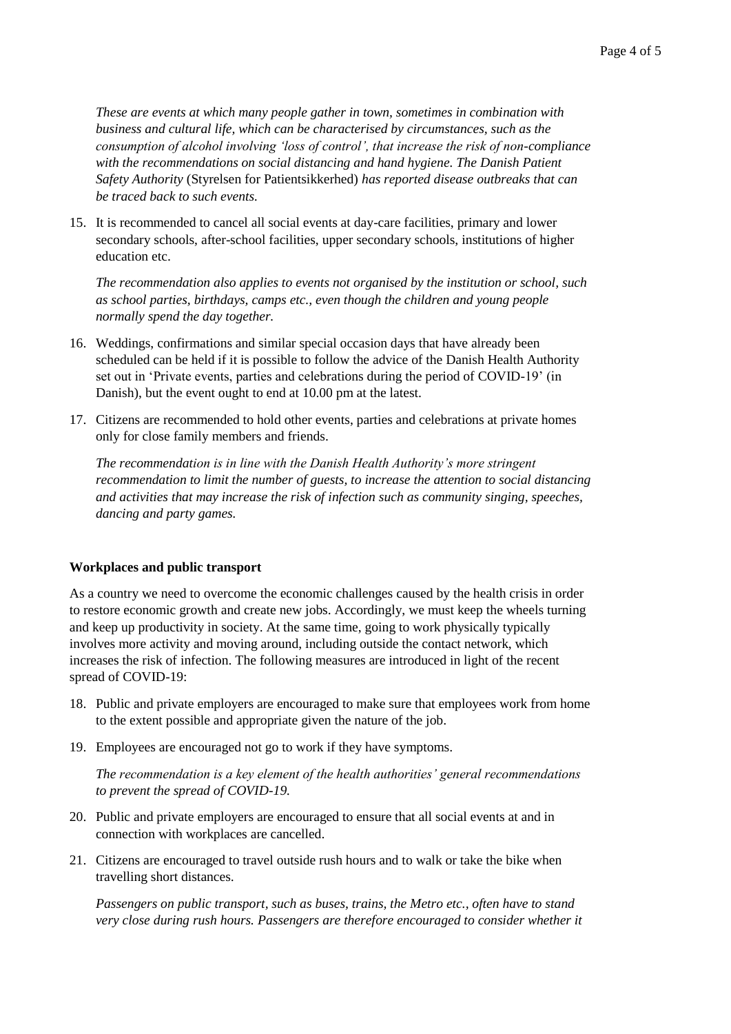*These are events at which many people gather in town, sometimes in combination with business and cultural life, which can be characterised by circumstances, such as the consumption of alcohol involving 'loss of control', that increase the risk of non-compliance with the recommendations on social distancing and hand hygiene. The Danish Patient Safety Authority* (Styrelsen for Patientsikkerhed) *has reported disease outbreaks that can be traced back to such events.*

15. It is recommended to cancel all social events at day-care facilities, primary and lower secondary schools, after-school facilities, upper secondary schools, institutions of higher education etc.

    *The recommendation also applies to events not organised by the institution or school, such as school parties, birthdays, camps etc., even though the children and young people normally spend the day together.*

16. Weddings, confirmations and similar special occasion days that have already been scheduled can be held if it is possible to follow the advice of the Danish Health Authority set out in 'Private events, parties and celebrations during the period of COVID-19' (in Danish), but the event ought to end at 10.00 pm at the latest.

17. Citizens are recommended to hold other events, parties and celebrations at private homes only for close family members and friends.

    *The recommendation is in line with the Danish Health Authority's more stringent recommendation to limit the number of guests, to increase the attention to social distancing and activities that may increase the risk of infection such as community singing, speeches, dancing and party games.*

**Workplaces and public transport**

As a country we need to overcome the economic challenges caused by the health crisis in order to restore economic growth and create new jobs. Accordingly, we must keep the wheels turning and keep up productivity in society. At the same time, going to work physically typically involves more activity and moving around, including outside the contact network, which increases the risk of infection. The following measures are introduced in light of the recent spread of COVID-19:

18. Public and private employers are encouraged to make sure that employees work from home to the extent possible and appropriate given the nature of the job.

19. Employees are encouraged not go to work if they have symptoms.

    *The recommendation is a key element of the health authorities' general recommendations to prevent the spread of COVID-19.*

20. Public and private employers are encouraged to ensure that all social events at and in connection with workplaces are cancelled.

21. Citizens are encouraged to travel outside rush hours and to walk or take the bike when travelling short distances.

    *Passengers on public transport, such as buses, trains, the Metro etc., often have to stand very close during rush hours. Passengers are therefore encouraged to consider whether it*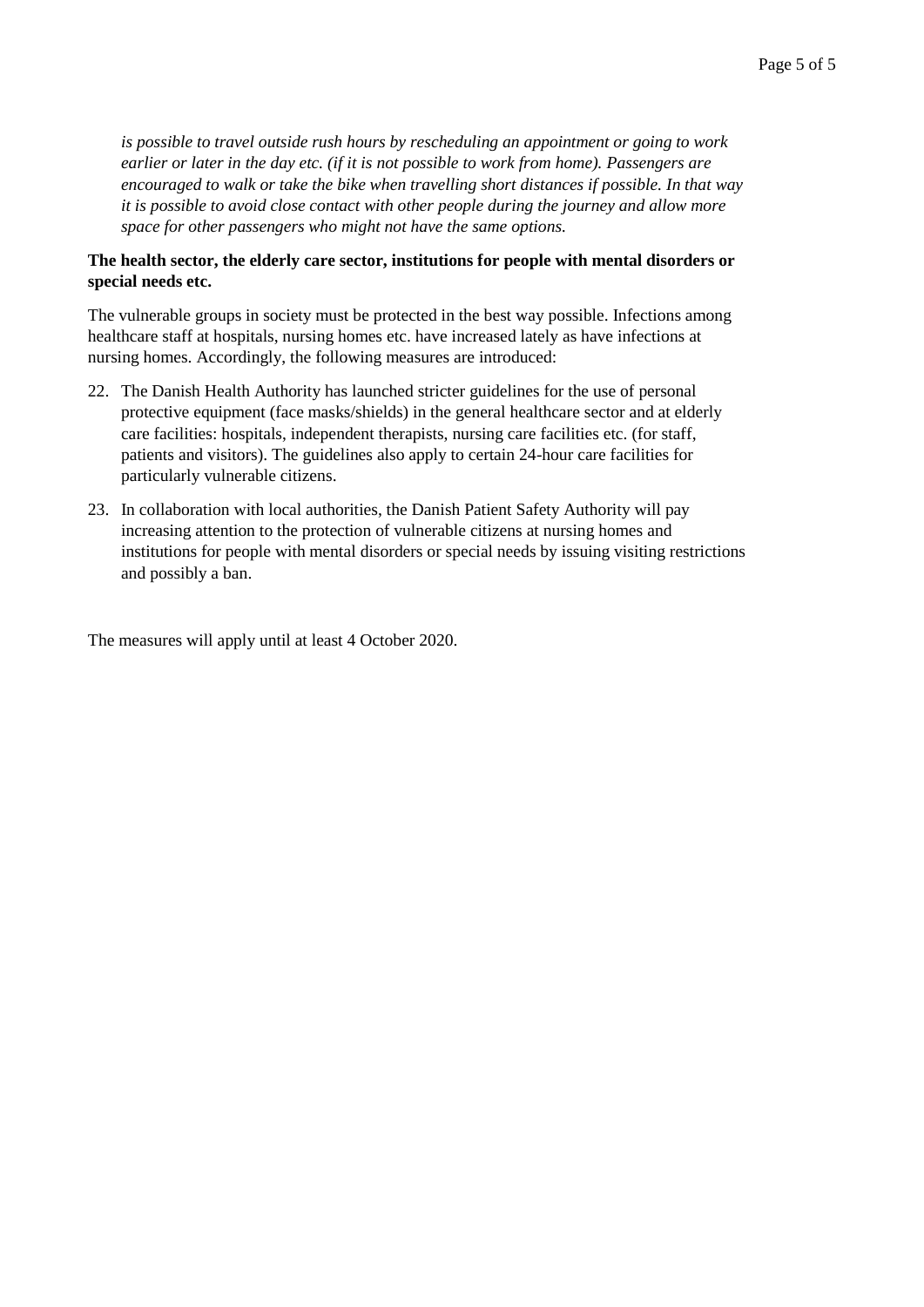*is possible to travel outside rush hours by rescheduling an appointment or going to work earlier or later in the day etc. (if it is not possible to work from home). Passengers are encouraged to walk or take the bike when travelling short distances if possible. In that way it is possible to avoid close contact with other people during the journey and allow more space for other passengers who might not have the same options.*

**The health sector, the elderly care sector, institutions for people with mental disorders or special needs etc.**

The vulnerable groups in society must be protected in the best way possible. Infections among healthcare staff at hospitals, nursing homes etc. have increased lately as have infections at nursing homes. Accordingly, the following measures are introduced:

22. The Danish Health Authority has launched stricter guidelines for the use of personal protective equipment (face masks/shields) in the general healthcare sector and at elderly care facilities: hospitals, independent therapists, nursing care facilities etc. (for staff, patients and visitors). The guidelines also apply to certain 24-hour care facilities for particularly vulnerable citizens.
23. In collaboration with local authorities, the Danish Patient Safety Authority will pay increasing attention to the protection of vulnerable citizens at nursing homes and institutions for people with mental disorders or special needs by issuing visiting restrictions and possibly a ban.

The measures will apply until at least 4 October 2020.